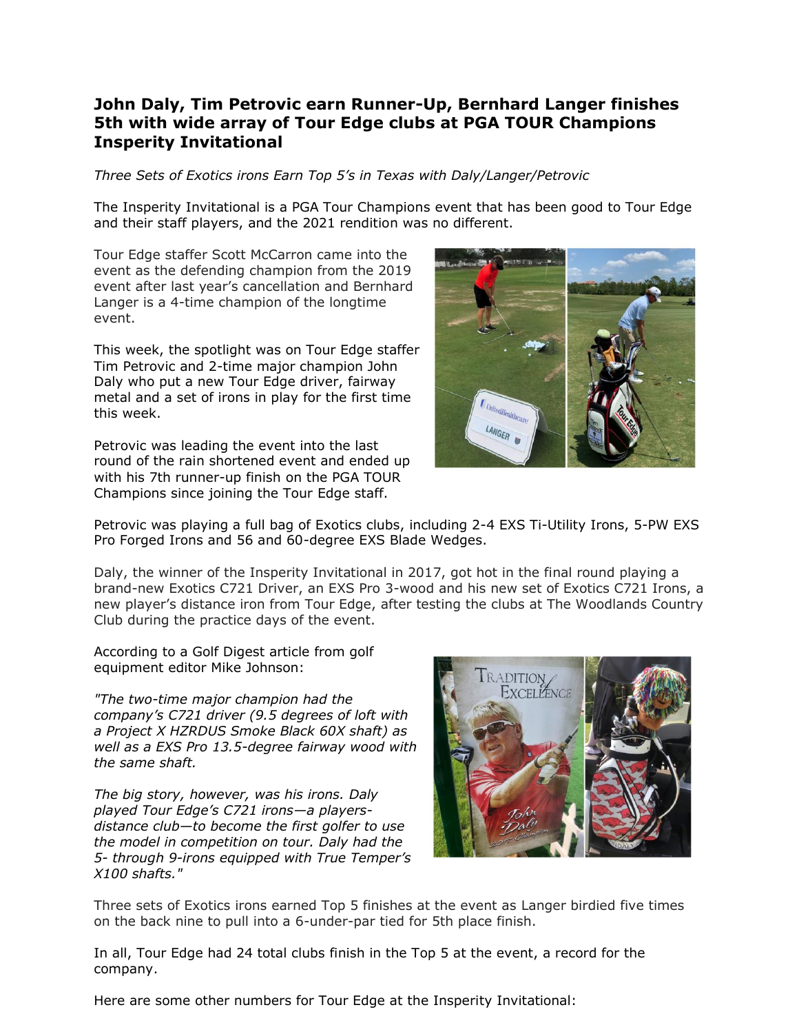# John Daly, Tim Petrovic earn Runner-Up, Bernhard Langer finishes 5th with wide array of Tour Edge clubs at PGA TOUR Champions Insperity Invitational

*Three Sets of Exotics irons Earn Top 5's in Texas with Daly/Langer/Petrovic*

The Insperity Invitational is a PGA Tour Champions event that has been good to Tour Edge and their staff players, and the 2021 rendition was no different.

Tour Edge staffer Scott McCarron came into the event as the defending champion from the 2019 event after last year's cancellation and Bernhard Langer is a 4-time champion of the longtime event.

This week, the spotlight was on Tour Edge staffer Tim Petrovic and 2-time major champion John Daly who put a new Tour Edge driver, fairway metal and a set of irons in play for the first time this week.

Petrovic was leading the event into the last round of the rain shortened event and ended up with his 7th runner-up finish on the PGA TOUR Champions since joining the Tour Edge staff.

Petrovic was playing a full bag of Exotics clubs, including 2-4 EXS Ti-Utility Irons, 5-PW EXS Pro Forged Irons and 56 and 60-degree EXS Blade Wedges.

Daly, the winner of the Insperity Invitational in 2017, got hot in the final round playing a brand-new Exotics C721 Driver, an EXS Pro 3-wood and his new set of Exotics C721 Irons, a new player's distance iron from Tour Edge, after testing the clubs at The Woodlands Country Club during the practice days of the event.

According to a Golf Digest article from golf equipment editor Mike Johnson:

*"The two-time major champion had the company's C721 driver (9.5 degrees of loft with a Project X HZRDUS Smoke Black 60X shaft) as well as a EXS Pro 13.5-degree fairway wood with the same shaft.*

*The big story, however, was his irons. Daly played Tour Edge's C721 irons—a players-distance club—to become the first golfer to use the model in competition on tour. Daly had the 5- through 9-irons equipped with True Temper's X100 shafts."*

Three sets of Exotics irons earned Top 5 finishes at the event as Langer birdied five times on the back nine to pull into a 6-under-par tied for 5th place finish.

In all, Tour Edge had 24 total clubs finish in the Top 5 at the event, a record for the company.

Here are some other numbers for Tour Edge at the Insperity Invitational: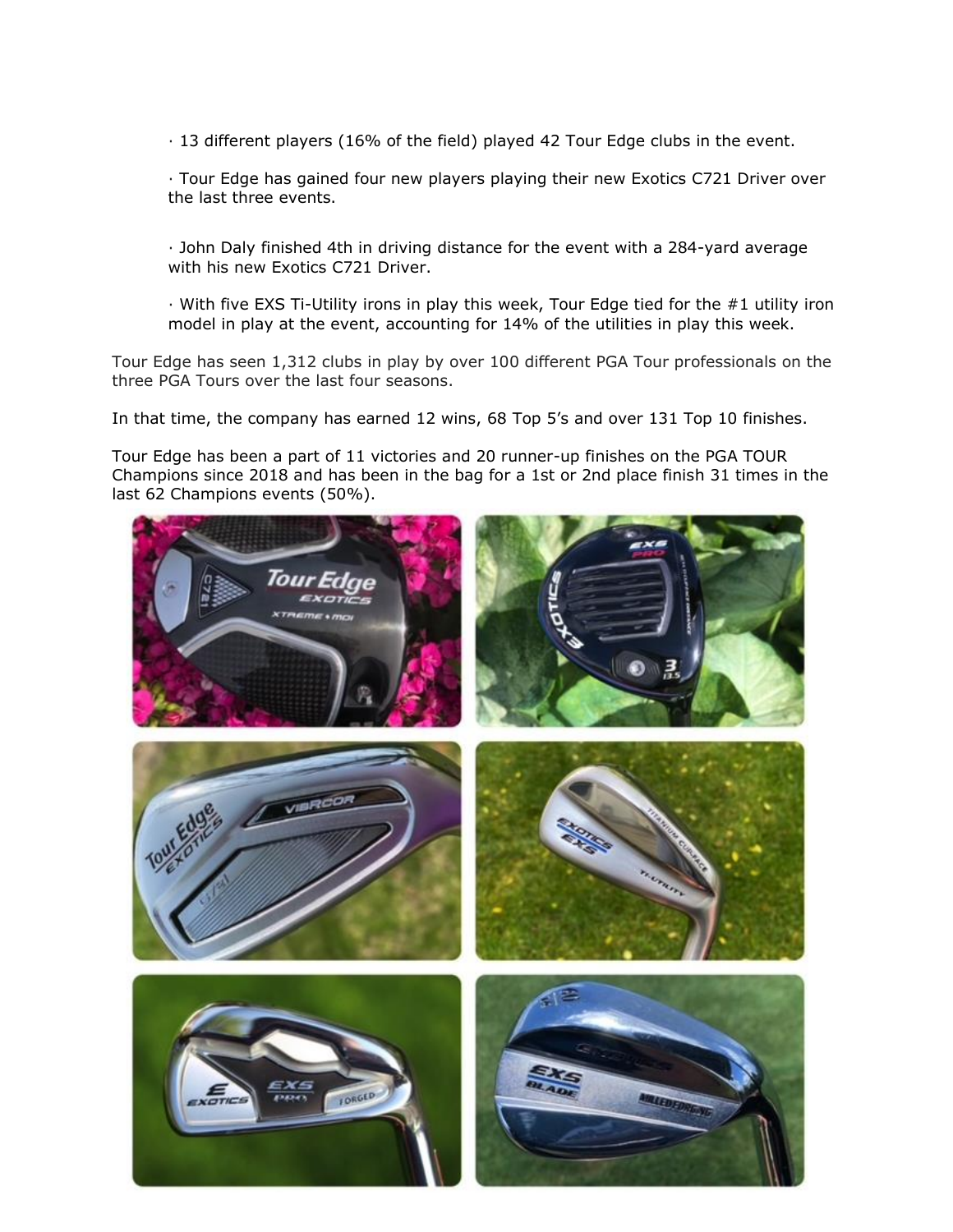- 13 different players (16% of the field) played 42 Tour Edge clubs in the event.
- Tour Edge has gained four new players playing their new Exotics C721 Driver over the last three events.
- John Daly finished 4th in driving distance for the event with a 284-yard average with his new Exotics C721 Driver.
- With five EXS Ti-Utility irons in play this week, Tour Edge tied for the #1 utility iron model in play at the event, accounting for 14% of the utilities in play this week.

Tour Edge has seen 1,312 clubs in play by over 100 different PGA Tour professionals on the three PGA Tours over the last four seasons.

In that time, the company has earned 12 wins, 68 Top 5's and over 131 Top 10 finishes.

Tour Edge has been a part of 11 victories and 20 runner-up finishes on the PGA TOUR Champions since 2018 and has been in the bag for a 1st or 2nd place finish 31 times in the last 62 Champions events (50%).